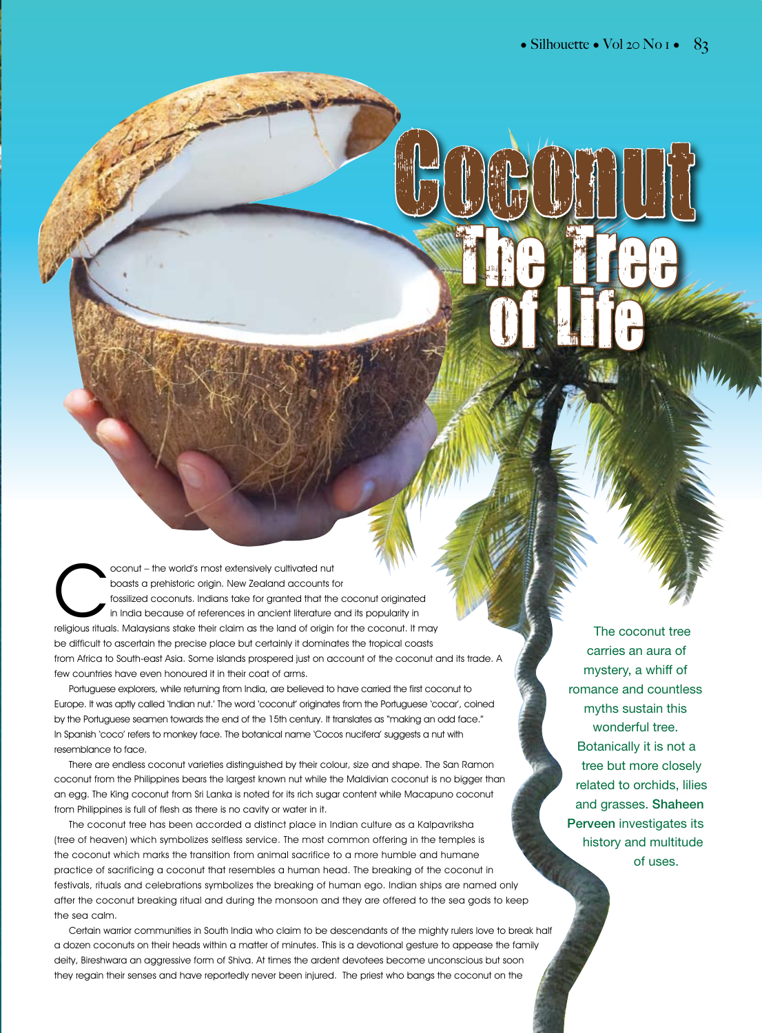# Coconut The Tree of Life

The coconut tree carries an aura of mystery, a whiff of romance and countless myths sustain this wonderful tree. Botanically it is not a tree but more closely related to orchids, lilies and grasses. **Shaheen Perveen** investigates its history and multitude of uses.

Coconut – the world's most extensively cultivated nut boasts a prehistoric origin. New Zealand accounts for fossilized coconuts. Indians take for granted that the coconut originated in India because of references in ancient literature and its popularity in religious rituals. Malaysians stake their claim as the land of origin for the coconut. It may be difficult to ascertain the precise place but certainly it dominates the tropical coasts from Africa to South-east Asia. Some islands prospered just on account of the coconut and its trade. A few countries have even honoured it in their coat of arms.

Portuguese explorers, while returning from India, are believed to have carried the first coconut to Europe. It was aptly called 'Indian nut.' The word 'coconut' originates from the Portuguese 'cocar', coined by the Portuguese seamen towards the end of the 15th century. It translates as "making an odd face." In Spanish 'coco' refers to monkey face. The botanical name 'Cocos nucifera' suggests a nut with resemblance to face.

There are endless coconut varieties distinguished by their colour, size and shape. The San Ramon coconut from the Philippines bears the largest known nut while the Maldivian coconut is no bigger than an egg. The King coconut from Sri Lanka is noted for its rich sugar content while Macapuno coconut from Philippines is full of flesh as there is no cavity or water in it.

The coconut tree has been accorded a distinct place in Indian culture as a Kalpavriksha (tree of heaven) which symbolizes selfless service. The most common offering in the temples is the coconut which marks the transition from animal sacrifice to a more humble and humane practice of sacrificing a coconut that resembles a human head. The breaking of the coconut in festivals, rituals and celebrations symbolizes the breaking of human ego. Indian ships are named only after the coconut breaking ritual and during the monsoon and they are offered to the sea gods to keep the sea calm.

Certain warrior communities in South India who claim to be descendants of the mighty rulers love to break half a dozen coconuts on their heads within a matter of minutes. This is a devotional gesture to appease the family deity, Bireshwara an aggressive form of Shiva. At times the ardent devotees become unconscious but soon they regain their senses and have reportedly never been injured. The priest who bangs the coconut on the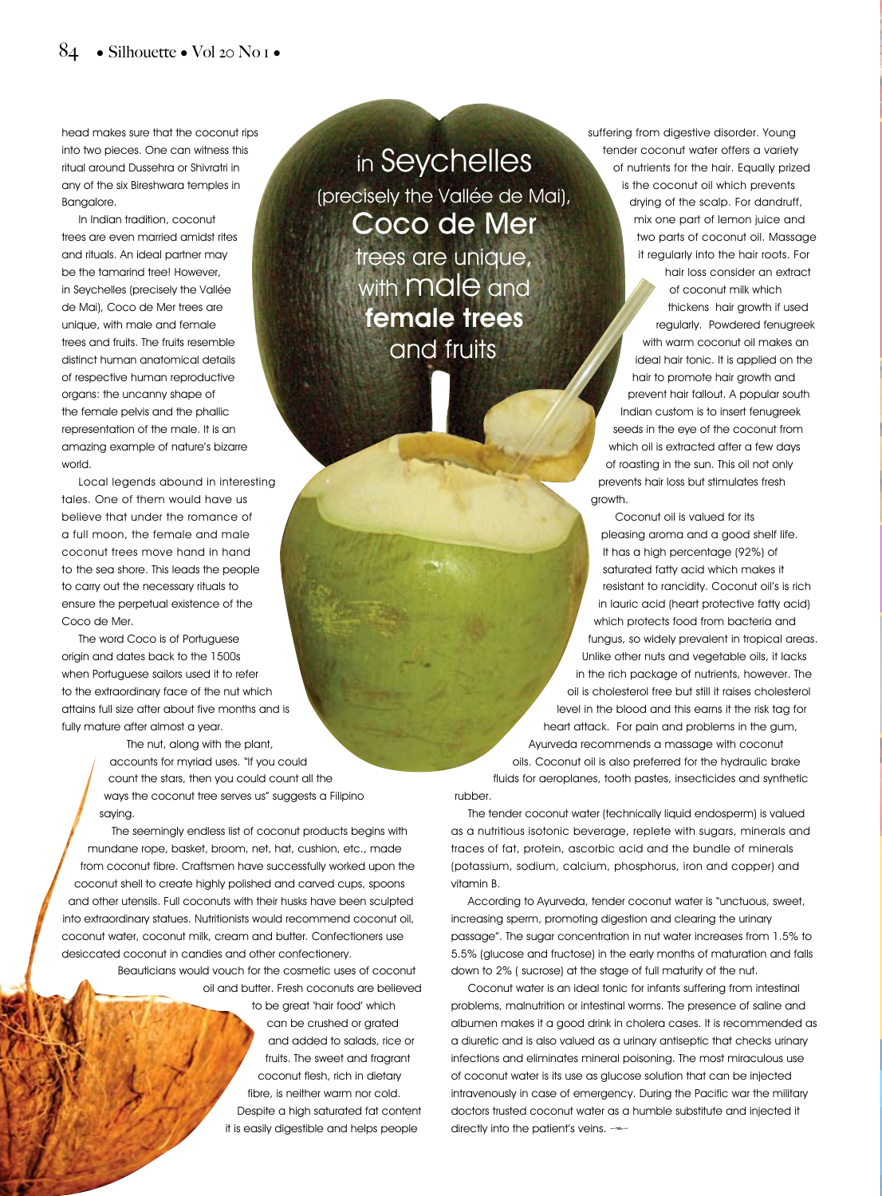head makes sure that the coconut rips into two pieces. One can witness this ritual around Dussehra or Shivratri in any of the six Bireshwara temples in Bangalore.

In Indian tradition, coconut trees are even married amidst rites and rituals. An ideal partner may be the tamarind tree! However, in Seychelles (precisely the Vallée de Mai), Coco de Mer trees are unique, with male and female trees and fruits. The fruits resemble distinct human anatomical details of respective human reproductive organs: the uncanny shape of the female pelvis and the phallic representation of the male. It is an amazing example of nature's bizarre world.

Local legends abound in interesting tales. One of them would have us believe that under the romance of a full moon, the female and male coconut trees move hand in hand to the sea shore. This leads the people to carry out the necessary rituals to ensure the perpetual existence of the Coco de Mer.

The word Coco is of Portuguese origin and dates back to the 1500s when Portuguese sailors used it to refer to the extraordinary face of the nut which attains full size after about five months and is fully mature after almost a year.

The nut, along with the plant, accounts for myriad uses. "If you could count the stars, then you could count all the ways the coconut tree serves us" suggests a Filipino saying.

The seemingly endless list of coconut products begins with mundane rope, basket, broom, net, hat, cushion, etc., made from coconut fibre. Craftsmen have successfully worked upon the coconut shell to create highly polished and carved cups, spoons and other utensils. Full coconuts with their husks have been sculpted into extraordinary statues. Nutritionists would recommend coconut oil, coconut water, coconut milk, cream and butter. Confectioners use desiccated coconut in candies and other confectionery.

Beauticians would vouch for the cosmetic uses of coconut oil and butter. Fresh coconuts are believed to be great 'hair food' which can be crushed or grated and added to salads, rice or fruits. The sweet and fragrant coconut flesh, rich in dietary fibre, is neither warm nor cold. Despite a high saturated fat content it is easily digestible and helps people suffering from digestive disorder. Young tender coconut water offers a variety of nutrients for the hair. Equally prized is the coconut oil which prevents drying of the scalp. For dandruff, mix one part of lemon juice and two parts of coconut oil. Massage it regularly into the hair roots. For hair loss consider an extract of coconut milk which thickens hair growth if used regularly. Powdered fenugreek with warm coconut oil makes an ideal hair tonic. It is applied on the hair to promote hair growth and prevent hair fallout. A popular south Indian custom is to insert fenugreek seeds in the eye of the coconut from which oil is extracted after a few days of roasting in the sun. This oil not only prevents hair loss but stimulates fresh growth.

> in Seychelles (precisely the Vallée de Mai), **Coco de Mer** trees are unique, with male and **female trees** and fruits

Coconut oil is valued for its pleasing aroma and a good shelf life. It has a high percentage (92%) of saturated fatty acid which makes it resistant to rancidity. Coconut oil's is rich in lauric acid (heart protective fatty acid) which protects food from bacteria and fungus, so widely prevalent in tropical areas. Unlike other nuts and vegetable oils, it lacks in the rich package of nutrients, however. The oil is cholesterol free but still it raises cholesterol level in the blood and this earns it the risk tag for heart attack. For pain and problems in the gum, Ayurveda recommends a massage with coconut oils. Coconut oil is also preferred for the hydraulic brake fluids for aeroplanes, tooth pastes, insecticides and synthetic rubber.

The tender coconut water (technically liquid endosperm) is valued as a nutritious isotonic beverage, replete with sugars, minerals and traces of fat, protein, ascorbic acid and the bundle of minerals (potassium, sodium, calcium, phosphorus, iron and copper) and vitamin B.

According to Ayurveda, tender coconut water is "unctuous, sweet, increasing sperm, promoting digestion and clearing the urinary passage". The sugar concentration in nut water increases from 1.5% to 5.5% (glucose and fructose) in the early months of maturation and falls down to 2% ( sucrose) at the stage of full maturity of the nut.

Coconut water is an ideal tonic for infants suffering from intestinal problems, malnutrition or intestinal worms. The presence of saline and albumen makes it a good drink in cholera cases. It is recommended as a diuretic and is also valued as a urinary antiseptic that checks urinary infections and eliminates mineral poisoning. The most miraculous use of coconut water is its use as glucose solution that can be injected intravenously in case of emergency. During the Pacific war the military doctors trusted coconut water as a humble substitute and injected it directly into the patient's veins.